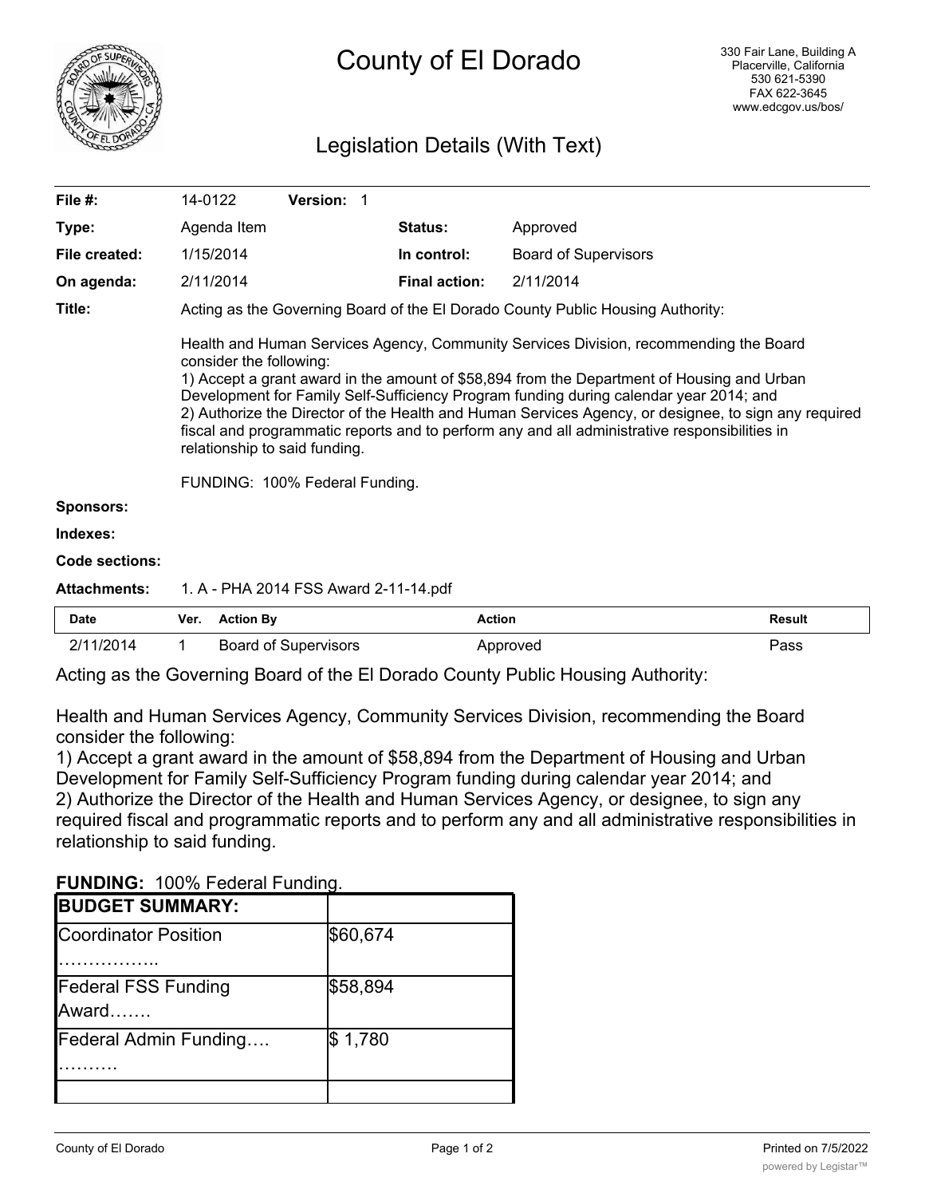# County of El Dorado

330 Fair Lane, Building A
Placerville, California
530 621-5390
FAX 622-3645
www.edcgov.us/bos/

## Legislation Details (With Text)

| | | | | |
|---|---|---|---|---|
| **File #:** | 14-0122 | **Version:** 1 | | |
| **Type:** | Agenda Item | | **Status:** | Approved |
| **File created:** | 1/15/2014 | | **In control:** | Board of Supervisors |
| **On agenda:** | 2/11/2014 | | **Final action:** | 2/11/2014 |

**Title:** Acting as the Governing Board of the El Dorado County Public Housing Authority:

Health and Human Services Agency, Community Services Division, recommending the Board consider the following:
1) Accept a grant award in the amount of $58,894 from the Department of Housing and Urban Development for Family Self-Sufficiency Program funding during calendar year 2014; and
2) Authorize the Director of the Health and Human Services Agency, or designee, to sign any required fiscal and programmatic reports and to perform any and all administrative responsibilities in relationship to said funding.

FUNDING: 100% Federal Funding.

**Sponsors:**

**Indexes:**

**Code sections:**

**Attachments:** 1. A - PHA 2014 FSS Award 2-11-14.pdf

| Date | Ver. | Action By | Action | Result |
|---|---|---|---|---|
| 2/11/2014 | 1 | Board of Supervisors | Approved | Pass |

Acting as the Governing Board of the El Dorado County Public Housing Authority:

Health and Human Services Agency, Community Services Division, recommending the Board consider the following:
1) Accept a grant award in the amount of $58,894 from the Department of Housing and Urban Development for Family Self-Sufficiency Program funding during calendar year 2014; and
2) Authorize the Director of the Health and Human Services Agency, or designee, to sign any required fiscal and programmatic reports and to perform any and all administrative responsibilities in relationship to said funding.

**FUNDING:** 100% Federal Funding.

| **BUDGET SUMMARY:** | |
|---|---|
| Coordinator Position …………….. | $60,674 |
| Federal FSS Funding Award……. | $58,894 |
| Federal Admin Funding…. ………. | $ 1,780 |
| | |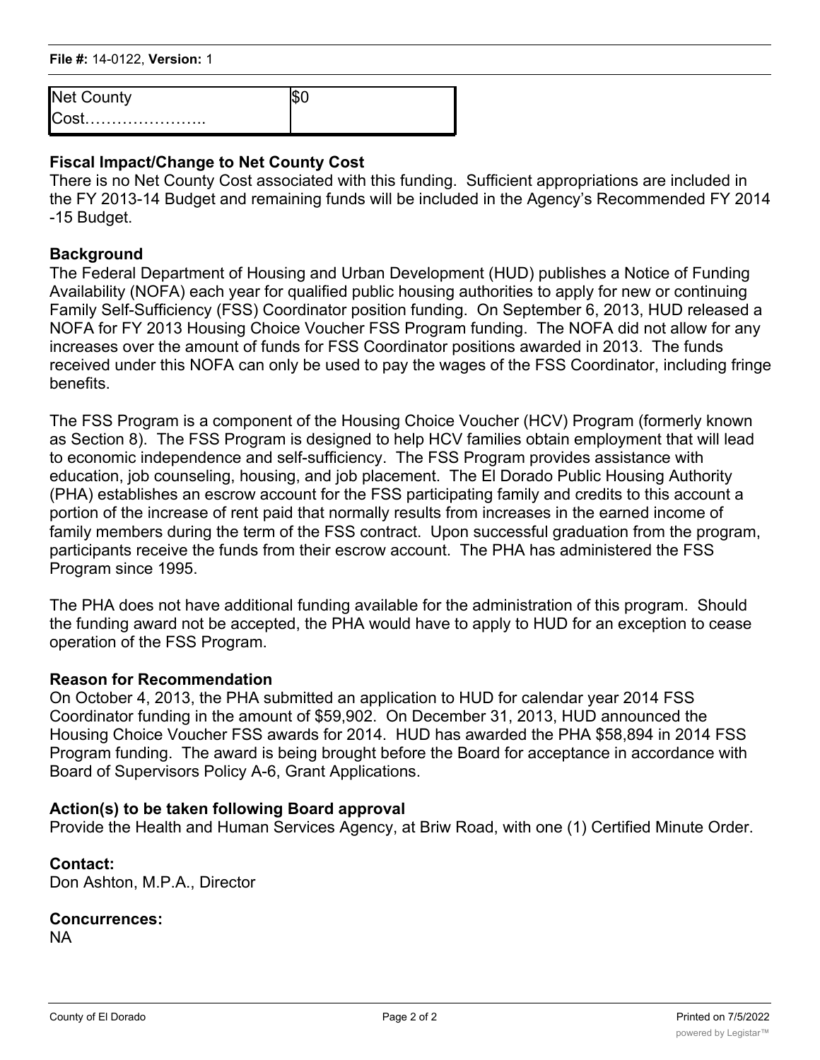| | |
|---|---|
| Net County Cost………………….. | $0 |

**Fiscal Impact/Change to Net County Cost**
There is no Net County Cost associated with this funding. Sufficient appropriations are included in the FY 2013-14 Budget and remaining funds will be included in the Agency's Recommended FY 2014-15 Budget.

**Background**
The Federal Department of Housing and Urban Development (HUD) publishes a Notice of Funding Availability (NOFA) each year for qualified public housing authorities to apply for new or continuing Family Self-Sufficiency (FSS) Coordinator position funding. On September 6, 2013, HUD released a NOFA for FY 2013 Housing Choice Voucher FSS Program funding. The NOFA did not allow for any increases over the amount of funds for FSS Coordinator positions awarded in 2013. The funds received under this NOFA can only be used to pay the wages of the FSS Coordinator, including fringe benefits.

The FSS Program is a component of the Housing Choice Voucher (HCV) Program (formerly known as Section 8). The FSS Program is designed to help HCV families obtain employment that will lead to economic independence and self-sufficiency. The FSS Program provides assistance with education, job counseling, housing, and job placement. The El Dorado Public Housing Authority (PHA) establishes an escrow account for the FSS participating family and credits to this account a portion of the increase of rent paid that normally results from increases in the earned income of family members during the term of the FSS contract. Upon successful graduation from the program, participants receive the funds from their escrow account. The PHA has administered the FSS Program since 1995.

The PHA does not have additional funding available for the administration of this program. Should the funding award not be accepted, the PHA would have to apply to HUD for an exception to cease operation of the FSS Program.

**Reason for Recommendation**
On October 4, 2013, the PHA submitted an application to HUD for calendar year 2014 FSS Coordinator funding in the amount of $59,902. On December 31, 2013, HUD announced the Housing Choice Voucher FSS awards for 2014. HUD has awarded the PHA $58,894 in 2014 FSS Program funding. The award is being brought before the Board for acceptance in accordance with Board of Supervisors Policy A-6, Grant Applications.

**Action(s) to be taken following Board approval**
Provide the Health and Human Services Agency, at Briw Road, with one (1) Certified Minute Order.

**Contact:**
Don Ashton, M.P.A., Director

**Concurrences:**
NA